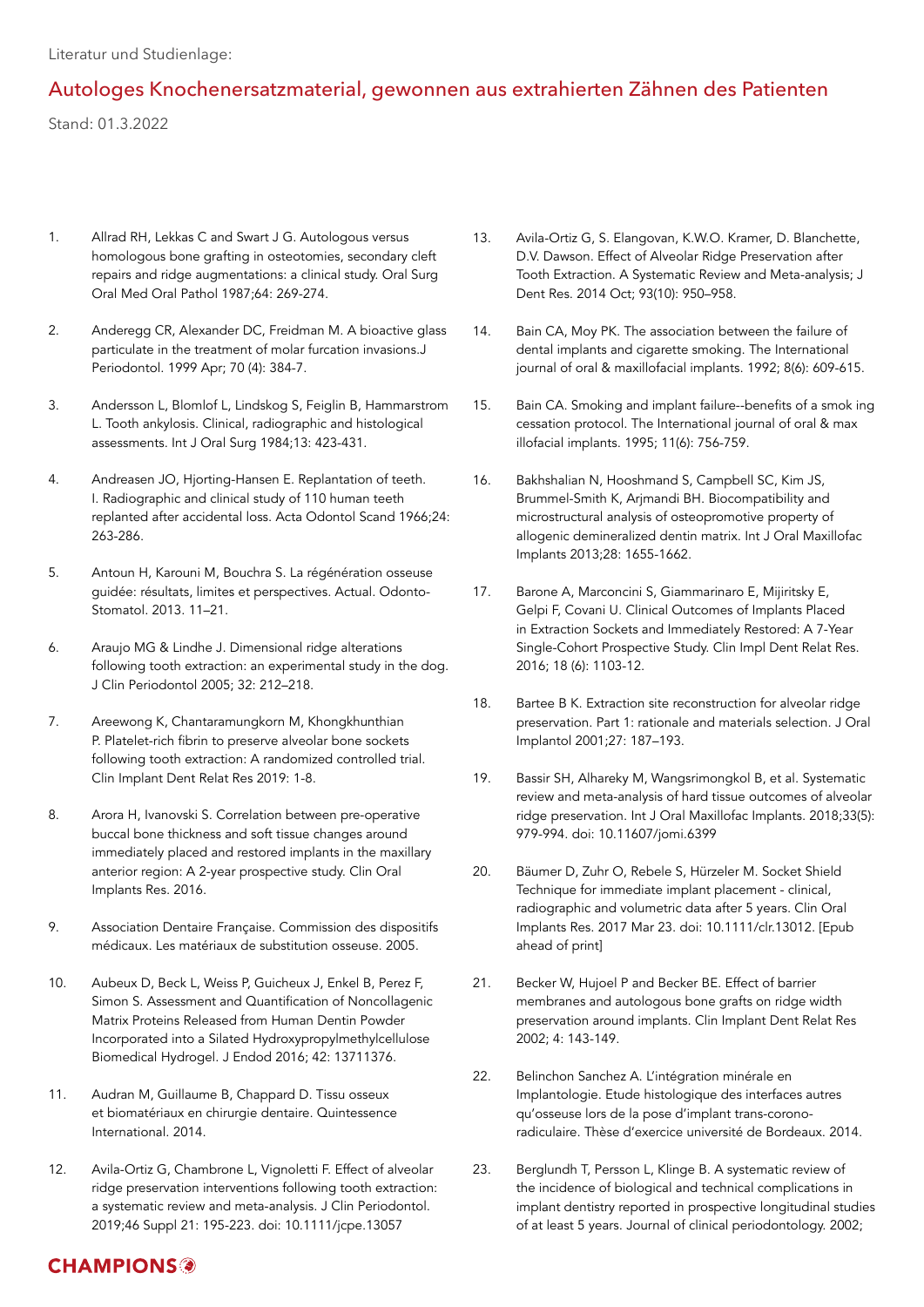Literatur und Studienlage:

# Autologes Knochenersatzmaterial, gewonnen aus extrahierten Zähnen des Patienten

Stand: 01.3.2022

1. Allrad RH, Lekkas C and Swart J G. Autologous versus homologous bone grafting in osteotomies, secondary cleft repairs and ridge augmentations: a clinical study. Oral Surg Oral Med Oral Pathol 1987;64: 269-274.

2. Anderegg CR, Alexander DC, Freidman M. A bioactive glass particulate in the treatment of molar furcation invasions.J Periodontol. 1999 Apr; 70 (4): 384-7.

3. Andersson L, Blomlof L, Lindskog S, Feiglin B, Hammarstrom L. Tooth ankylosis. Clinical, radiographic and histological assessments. Int J Oral Surg 1984;13: 423-431.

4. Andreasen JO, Hjorting-Hansen E. Replantation of teeth. I. Radiographic and clinical study of 110 human teeth replanted after accidental loss. Acta Odontol Scand 1966;24: 263-286.

5. Antoun H, Karouni M, Bouchra S. La régénération osseuse guidée: résultats, limites et perspectives. Actual. Odonto-Stomatol. 2013. 11–21.

6. Araujo MG & Lindhe J. Dimensional ridge alterations following tooth extraction: an experimental study in the dog. J Clin Periodontol 2005; 32: 212–218.

7. Areewong K, Chantaramungkorn M, Khongkhunthian P. Platelet-rich fibrin to preserve alveolar bone sockets following tooth extraction: A randomized controlled trial. Clin Implant Dent Relat Res 2019: 1-8.

8. Arora H, Ivanovski S. Correlation between pre-operative buccal bone thickness and soft tissue changes around immediately placed and restored implants in the maxillary anterior region: A 2-year prospective study. Clin Oral Implants Res. 2016.

9. Association Dentaire Française. Commission des dispositifs médicaux. Les matériaux de substitution osseuse. 2005.

10. Aubeux D, Beck L, Weiss P, Guicheux J, Enkel B, Perez F, Simon S. Assessment and Quantification of Noncollagenic Matrix Proteins Released from Human Dentin Powder Incorporated into a Silated Hydroxypropylmethylcellulose Biomedical Hydrogel. J Endod 2016; 42: 13711376.

11. Audran M, Guillaume B, Chappard D. Tissu osseux et biomatériaux en chirurgie dentaire. Quintessence International. 2014.

12. Avila-Ortiz G, Chambrone L, Vignoletti F. Effect of alveolar ridge preservation interventions following tooth extraction: a systematic review and meta-analysis. J Clin Periodontol. 2019;46 Suppl 21: 195-223. doi: 10.1111/jcpe.13057

13. Avila-Ortiz G, S. Elangovan, K.W.O. Kramer, D. Blanchette, D.V. Dawson. Effect of Alveolar Ridge Preservation after Tooth Extraction. A Systematic Review and Meta-analysis; J Dent Res. 2014 Oct; 93(10): 950–958.

14. Bain CA, Moy PK. The association between the failure of dental implants and cigarette smoking. The International journal of oral & maxillofacial implants. 1992; 8(6): 609-615.

15. Bain CA. Smoking and implant failure--benefits of a smok ing cessation protocol. The International journal of oral & max illofacial implants. 1995; 11(6): 756-759.

16. Bakhshalian N, Hooshmand S, Campbell SC, Kim JS, Brummel-Smith K, Arjmandi BH. Biocompatibility and microstructural analysis of osteopromotive property of allogenic demineralized dentin matrix. Int J Oral Maxillofac Implants 2013;28: 1655-1662.

17. Barone A, Marconcini S, Giammarinaro E, Mijiritsky E, Gelpi F, Covani U. Clinical Outcomes of Implants Placed in Extraction Sockets and Immediately Restored: A 7-Year Single-Cohort Prospective Study. Clin Impl Dent Relat Res. 2016; 18 (6): 1103-12.

18. Bartee B K. Extraction site reconstruction for alveolar ridge preservation. Part 1: rationale and materials selection. J Oral Implantol 2001;27: 187–193.

19. Bassir SH, Alhareky M, Wangsrimongkol B, et al. Systematic review and meta-analysis of hard tissue outcomes of alveolar ridge preservation. Int J Oral Maxillofac Implants. 2018;33(5): 979-994. doi: 10.11607/jomi.6399

20. Bäumer D, Zuhr O, Rebele S, Hürzeler M. Socket Shield Technique for immediate implant placement - clinical, radiographic and volumetric data after 5 years. Clin Oral Implants Res. 2017 Mar 23. doi: 10.1111/clr.13012. [Epub ahead of print]

21. Becker W, Hujoel P and Becker BE. Effect of barrier membranes and autologous bone grafts on ridge width preservation around implants. Clin Implant Dent Relat Res 2002; 4: 143-149.

22. Belinchon Sanchez A. L'intégration minérale en Implantologie. Etude histologique des interfaces autres qu'osseuse lors de la pose d'implant trans-corono-radiculaire. Thèse d'exercice université de Bordeaux. 2014.

23. Berglundh T, Persson L, Klinge B. A systematic review of the incidence of biological and technical complications in implant dentistry reported in prospective longitudinal studies of at least 5 years. Journal of clinical periodontology. 2002;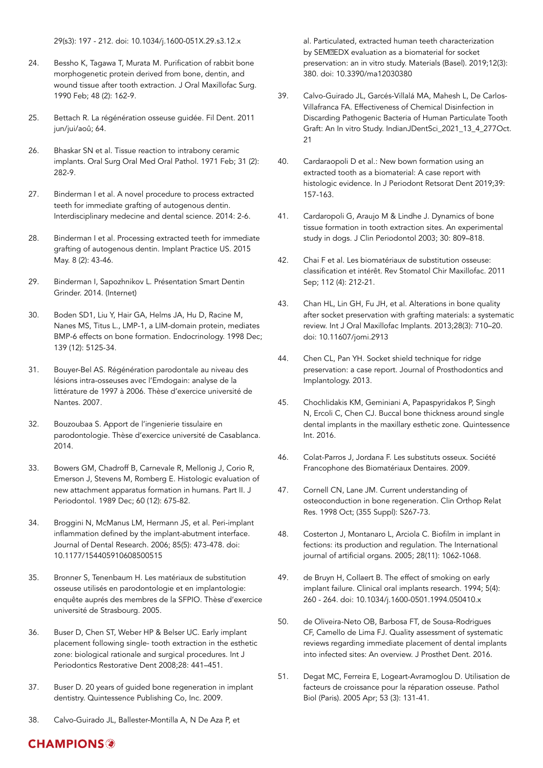29(s3): 197 - 212. doi: 10.1034/j.1600-051X.29.s3.12.x

24. Bessho K, Tagawa T, Murata M. Purification of rabbit bone morphogenetic protein derived from bone, dentin, and wound tissue after tooth extraction. J Oral Maxillofac Surg. 1990 Feb; 48 (2): 162-9.

25. Bettach R. La régénération osseuse guidée. Fil Dent. 2011 jun/jui/aoû; 64.

26. Bhaskar SN et al. Tissue reaction to intrabony ceramic implants. Oral Surg Oral Med Oral Pathol. 1971 Feb; 31 (2): 282-9.

27. Binderman I et al. A novel procedure to process extracted teeth for immediate grafting of autogenous dentin. Interdisciplinary medecine and dental science. 2014: 2-6.

28. Binderman I et al. Processing extracted teeth for immediate grafting of autogenous dentin. Implant Practice US. 2015 May. 8 (2): 43-46.

29. Binderman I, Sapozhnikov L. Présentation Smart Dentin Grinder. 2014. (Internet)

30. Boden SD1, Liu Y, Hair GA, Helms JA, Hu D, Racine M, Nanes MS, Titus L., LMP-1, a LIM-domain protein, mediates BMP-6 effects on bone formation. Endocrinology. 1998 Dec; 139 (12): 5125-34.

31. Bouyer-Bel AS. Régénération parodontale au niveau des lésions intra-osseuses avec l'Emdogain: analyse de la littérature de 1997 à 2006. Thèse d'exercice université de Nantes. 2007.

32. Bouzoubaa S. Apport de l'ingenierie tissulaire en parodontologie. Thèse d'exercice université de Casablanca. 2014.

33. Bowers GM, Chadroff B, Carnevale R, Mellonig J, Corio R, Emerson J, Stevens M, Romberg E. Histologic evaluation of new attachment apparatus formation in humans. Part II. J Periodontol. 1989 Dec; 60 (12): 675-82.

34. Broggini N, McManus LM, Hermann JS, et al. Peri-implant inflammation defined by the implant-abutment interface. Journal of Dental Research. 2006; 85(5): 473-478. doi: 10.1177/154405910608500515

35. Bronner S, Tenenbaum H. Les matériaux de substitution osseuse utilisés en parodontologie et en implantologie: enquête auprés des membres de la SFPIO. Thèse d'exercice université de Strasbourg. 2005.

36. Buser D, Chen ST, Weber HP & Belser UC. Early implant placement following single- tooth extraction in the esthetic zone: biological rationale and surgical procedures. Int J Periodontics Restorative Dent 2008;28: 441–451.

37. Buser D. 20 years of guided bone regeneration in implant dentistry. Quintessence Publishing Co, Inc. 2009.

38. Calvo-Guirado JL, Ballester-Montilla A, N De Aza P, et al. Particulated, extracted human teeth characterization by SEM�EDX evaluation as a biomaterial for socket preservation: an in vitro study. Materials (Basel). 2019;12(3): 380. doi: 10.3390/ma12030380

39. Calvo-Guirado JL, Garcés-Villalá MA, Mahesh L, De Carlos-Villafranca FA. Effectiveness of Chemical Disinfection in Discarding Pathogenic Bacteria of Human Particulate Tooth Graft: An In vitro Study. IndianJDentSci_2021_13_4_277Oct. 21

40. Cardaraopoli D et al.: New bown formation using an extracted tooth as a biomaterial: A case report with histologic evidence. In J Periodont Retsorat Dent 2019;39: 157-163.

41. Cardaropoli G, Araujo M & Lindhe J. Dynamics of bone tissue formation in tooth extraction sites. An experimental study in dogs. J Clin Periodontol 2003; 30: 809–818.

42. Chai F et al. Les biomatériaux de substitution osseuse: classification et intérêt. Rev Stomatol Chir Maxillofac. 2011 Sep; 112 (4): 212-21.

43. Chan HL, Lin GH, Fu JH, et al. Alterations in bone quality after socket preservation with grafting materials: a systematic review. Int J Oral Maxillofac Implants. 2013;28(3): 710–20. doi: 10.11607/jomi.2913

44. Chen CL, Pan YH. Socket shield technique for ridge preservation: a case report. Journal of Prosthodontics and Implantology. 2013.

45. Chochlidakis KM, Geminiani A, Papaspyridakos P, Singh N, Ercoli C, Chen CJ. Buccal bone thickness around single dental implants in the maxillary esthetic zone. Quintessence Int. 2016.

46. Colat-Parros J, Jordana F. Les substituts osseux. Société Francophone des Biomatériaux Dentaires. 2009.

47. Cornell CN, Lane JM. Current understanding of osteoconduction in bone regeneration. Clin Orthop Relat Res. 1998 Oct; (355 Suppl): S267-73.

48. Costerton J, Montanaro L, Arciola C. Biofilm in implant in fections: its production and regulation. The International journal of artificial organs. 2005; 28(11): 1062-1068.

49. de Bruyn H, Collaert B. The effect of smoking on early implant failure. Clinical oral implants research. 1994; 5(4): 260 - 264. doi: 10.1034/j.1600-0501.1994.050410.x

50. de Oliveira-Neto OB, Barbosa FT, de Sousa-Rodrigues CF, Camello de Lima FJ. Quality assessment of systematic reviews regarding immediate placement of dental implants into infected sites: An overview. J Prosthet Dent. 2016.

51. Degat MC, Ferreira E, Logeart-Avramoglou D. Utilisation de facteurs de croissance pour la réparation osseuse. Pathol Biol (Paris). 2005 Apr; 53 (3): 131-41.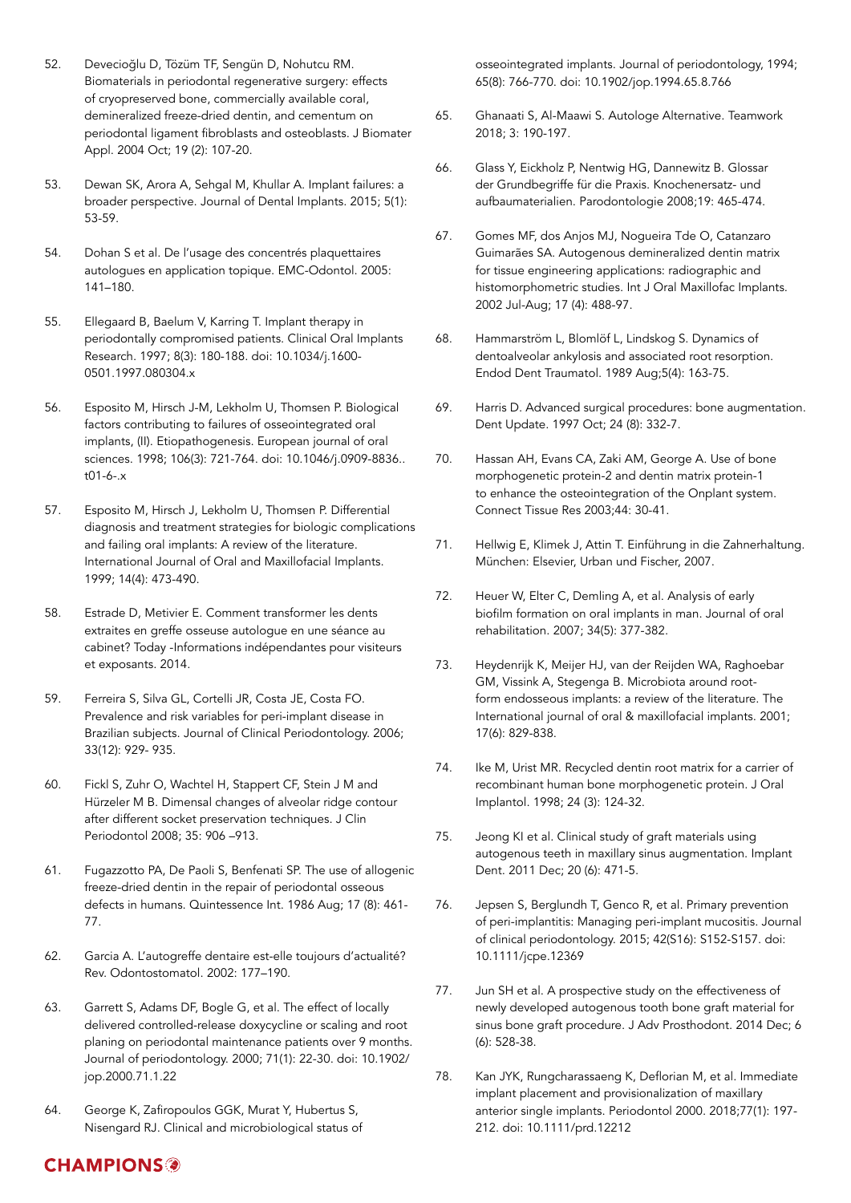52. Devecioğlu D, Tözüm TF, Sengün D, Nohutcu RM. Biomaterials in periodontal regenerative surgery: effects of cryopreserved bone, commercially available coral, demineralized freeze-dried dentin, and cementum on periodontal ligament fibroblasts and osteoblasts. J Biomater Appl. 2004 Oct; 19 (2): 107-20.

53. Dewan SK, Arora A, Sehgal M, Khullar A. Implant failures: a broader perspective. Journal of Dental Implants. 2015; 5(1): 53-59.

54. Dohan S et al. De l'usage des concentrés plaquettaires autologues en application topique. EMC-Odontol. 2005: 141–180.

55. Ellegaard B, Baelum V, Karring T. Implant therapy in periodontally compromised patients. Clinical Oral Implants Research. 1997; 8(3): 180-188. doi: 10.1034/j.1600-0501.1997.080304.x

56. Esposito M, Hirsch J-M, Lekholm U, Thomsen P. Biological factors contributing to failures of osseointegrated oral implants, (II). Etiopathogenesis. European journal of oral sciences. 1998; 106(3): 721-764. doi: 10.1046/j.0909-8836..t01-6-.x

57. Esposito M, Hirsch J, Lekholm U, Thomsen P. Differential diagnosis and treatment strategies for biologic complications and failing oral implants: A review of the literature. International Journal of Oral and Maxillofacial Implants. 1999; 14(4): 473-490.

58. Estrade D, Metivier E. Comment transformer les dents extraites en greffe osseuse autologue en une séance au cabinet? Today -Informations indépendantes pour visiteurs et exposants. 2014.

59. Ferreira S, Silva GL, Cortelli JR, Costa JE, Costa FO. Prevalence and risk variables for peri-implant disease in Brazilian subjects. Journal of Clinical Periodontology. 2006; 33(12): 929- 935.

60. Fickl S, Zuhr O, Wachtel H, Stappert CF, Stein J M and Hürzeler M B. Dimensal changes of alveolar ridge contour after different socket preservation techniques. J Clin Periodontol 2008; 35: 906 –913.

61. Fugazzotto PA, De Paoli S, Benfenati SP. The use of allogenic freeze-dried dentin in the repair of periodontal osseous defects in humans. Quintessence Int. 1986 Aug; 17 (8): 461-77.

62. Garcia A. L'autogreffe dentaire est-elle toujours d'actualité? Rev. Odontostomatol. 2002: 177–190.

63. Garrett S, Adams DF, Bogle G, et al. The effect of locally delivered controlled-release doxycycline or scaling and root planing on periodontal maintenance patients over 9 months. Journal of periodontology. 2000; 71(1): 22-30. doi: 10.1902/jop.2000.71.1.22

64. George K, Zafiropoulos GGK, Murat Y, Hubertus S, Nisengard RJ. Clinical and microbiological status of osseointegrated implants. Journal of periodontology, 1994; 65(8): 766-770. doi: 10.1902/jop.1994.65.8.766

65. Ghanaati S, Al-Maawi S. Autologe Alternative. Teamwork 2018; 3: 190-197.

66. Glass Y, Eickholz P, Nentwig HG, Dannewitz B. Glossar der Grundbegriffe für die Praxis. Knochenersatz- und aufbaumaterialien. Parodontologie 2008;19: 465-474.

67. Gomes MF, dos Anjos MJ, Nogueira Tde O, Catanzaro Guimarães SA. Autogenous demineralized dentin matrix for tissue engineering applications: radiographic and histomorphometric studies. Int J Oral Maxillofac Implants. 2002 Jul-Aug; 17 (4): 488-97.

68. Hammarström L, Blomlöf L, Lindskog S. Dynamics of dentoalveolar ankylosis and associated root resorption. Endod Dent Traumatol. 1989 Aug;5(4): 163-75.

69. Harris D. Advanced surgical procedures: bone augmentation. Dent Update. 1997 Oct; 24 (8): 332-7.

70. Hassan AH, Evans CA, Zaki AM, George A. Use of bone morphogenetic protein-2 and dentin matrix protein-1 to enhance the osteointegration of the Onplant system. Connect Tissue Res 2003;44: 30-41.

71. Hellwig E, Klimek J, Attin T. Einführung in die Zahnerhaltung. München: Elsevier, Urban und Fischer, 2007.

72. Heuer W, Elter C, Demling A, et al. Analysis of early biofilm formation on oral implants in man. Journal of oral rehabilitation. 2007; 34(5): 377-382.

73. Heydenrijk K, Meijer HJ, van der Reijden WA, Raghoebar GM, Vissink A, Stegenga B. Microbiota around root-form endosseous implants: a review of the literature. The International journal of oral & maxillofacial implants. 2001; 17(6): 829-838.

74. Ike M, Urist MR. Recycled dentin root matrix for a carrier of recombinant human bone morphogenetic protein. J Oral Implantol. 1998; 24 (3): 124-32.

75. Jeong KI et al. Clinical study of graft materials using autogenous teeth in maxillary sinus augmentation. Implant Dent. 2011 Dec; 20 (6): 471-5.

76. Jepsen S, Berglundh T, Genco R, et al. Primary prevention of peri-implantitis: Managing peri-implant mucositis. Journal of clinical periodontology. 2015; 42(S16): S152-S157. doi: 10.1111/jcpe.12369

77. Jun SH et al. A prospective study on the effectiveness of newly developed autogenous tooth bone graft material for sinus bone graft procedure. J Adv Prosthodont. 2014 Dec; 6 (6): 528-38.

78. Kan JYK, Rungcharassaeng K, Deflorian M, et al. Immediate implant placement and provisionalization of maxillary anterior single implants. Periodontol 2000. 2018;77(1): 197-212. doi: 10.1111/prd.12212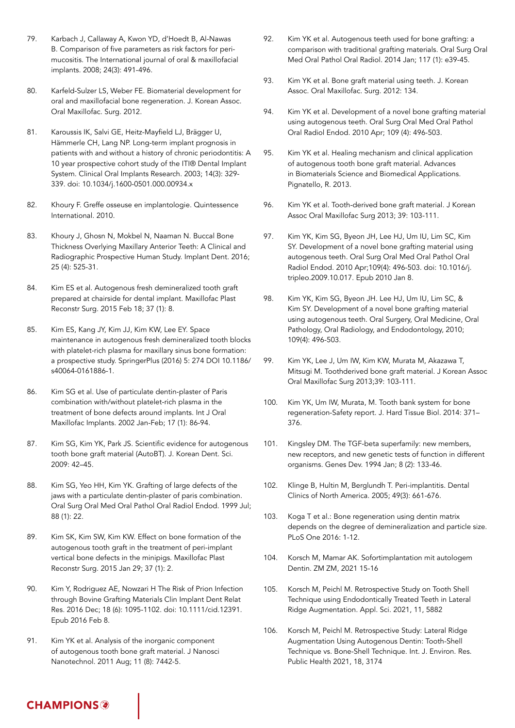79. Karbach J, Callaway A, Kwon YD, d'Hoedt B, Al-Nawas B. Comparison of five parameters as risk factors for peri-mucositis. The International journal of oral & maxillofacial implants. 2008; 24(3): 491-496.

80. Karfeld-Sulzer LS, Weber FE. Biomaterial development for oral and maxillofacial bone regeneration. J. Korean Assoc. Oral Maxillofac. Surg. 2012.

81. Karoussis IK, Salvi GE, Heitz-Mayfield LJ, Brägger U, Hämmerle CH, Lang NP. Long-term implant prognosis in patients with and without a history of chronic periodontitis: A 10 year prospective cohort study of the ITI® Dental Implant System. Clinical Oral Implants Research. 2003; 14(3): 329-339. doi: 10.1034/j.1600-0501.000.00934.x

82. Khoury F. Greffe osseuse en implantologie. Quintessence International. 2010.

83. Khoury J, Ghosn N, Mokbel N, Naaman N. Buccal Bone Thickness Overlying Maxillary Anterior Teeth: A Clinical and Radiographic Prospective Human Study. Implant Dent. 2016; 25 (4): 525-31.

84. Kim ES et al. Autogenous fresh demineralized tooth graft prepared at chairside for dental implant. Maxillofac Plast Reconstr Surg. 2015 Feb 18; 37 (1): 8.

85. Kim ES, Kang JY, Kim JJ, Kim KW, Lee EY. Space maintenance in autogenous fresh demineralized tooth blocks with platelet-rich plasma for maxillary sinus bone formation: a prospective study. SpringerPlus (2016) 5: 274 DOI 10.1186/s40064-0161886-1.

86. Kim SG et al. Use of particulate dentin-plaster of Paris combination with/without platelet-rich plasma in the treatment of bone defects around implants. Int J Oral Maxillofac Implants. 2002 Jan-Feb; 17 (1): 86-94.

87. Kim SG, Kim YK, Park JS. Scientific evidence for autogenous tooth bone graft material (AutoBT). J. Korean Dent. Sci. 2009: 42–45.

88. Kim SG, Yeo HH, Kim YK. Grafting of large defects of the jaws with a particulate dentin-plaster of paris combination. Oral Surg Oral Med Oral Pathol Oral Radiol Endod. 1999 Jul; 88 (1): 22.

89. Kim SK, Kim SW, Kim KW. Effect on bone formation of the autogenous tooth graft in the treatment of peri-implant vertical bone defects in the minipigs. Maxillofac Plast Reconstr Surg. 2015 Jan 29; 37 (1): 2.

90. Kim Y, Rodriguez AE, Nowzari H The Risk of Prion Infection through Bovine Grafting Materials Clin Implant Dent Relat Res. 2016 Dec; 18 (6): 1095-1102. doi: 10.1111/cid.12391. Epub 2016 Feb 8.

91. Kim YK et al. Analysis of the inorganic component of autogenous tooth bone graft material. J Nanosci Nanotechnol. 2011 Aug; 11 (8): 7442-5.

92. Kim YK et al. Autogenous teeth used for bone grafting: a comparison with traditional grafting materials. Oral Surg Oral Med Oral Pathol Oral Radiol. 2014 Jan; 117 (1): e39-45.

93. Kim YK et al. Bone graft material using teeth. J. Korean Assoc. Oral Maxillofac. Surg. 2012: 134.

94. Kim YK et al. Development of a novel bone grafting material using autogenous teeth. Oral Surg Oral Med Oral Pathol Oral Radiol Endod. 2010 Apr; 109 (4): 496-503.

95. Kim YK et al. Healing mechanism and clinical application of autogenous tooth bone graft material. Advances in Biomaterials Science and Biomedical Applications. Pignatello, R. 2013.

96. Kim YK et al. Tooth-derived bone graft material. J Korean Assoc Oral Maxillofac Surg 2013; 39: 103-111.

97. Kim YK, Kim SG, Byeon JH, Lee HJ, Um IU, Lim SC, Kim SY. Development of a novel bone grafting material using autogenous teeth. Oral Surg Oral Med Oral Pathol Oral Radiol Endod. 2010 Apr;109(4): 496-503. doi: 10.1016/j.tripleo.2009.10.017. Epub 2010 Jan 8.

98. Kim YK, Kim SG, Byeon JH. Lee HJ, Um IU, Lim SC, & Kim SY. Development of a novel bone grafting material using autogenous teeth. Oral Surgery, Oral Medicine, Oral Pathology, Oral Radiology, and Endodontology, 2010; 109(4): 496-503.

99. Kim YK, Lee J, Um IW, Kim KW, Murata M, Akazawa T, Mitsugi M. Toothderived bone graft material. J Korean Assoc Oral Maxillofac Surg 2013;39: 103-111.

100. Kim YK, Um IW, Murata, M. Tooth bank system for bone regeneration-Safety report. J. Hard Tissue Biol. 2014: 371–376.

101. Kingsley DM. The TGF-beta superfamily: new members, new receptors, and new genetic tests of function in different organisms. Genes Dev. 1994 Jan; 8 (2): 133-46.

102. Klinge B, Hultin M, Berglundh T. Peri-implantitis. Dental Clinics of North America. 2005; 49(3): 661-676.

103. Koga T et al.: Bone regeneration using dentin matrix depends on the degree of demineralization and particle size. PLoS One 2016: 1-12.

104. Korsch M, Mamar AK. Sofortimplantation mit autologem Dentin. ZM ZM, 2021 15-16

105. Korsch M, Peichl M. Retrospective Study on Tooth Shell Technique using Endodontically Treated Teeth in Lateral Ridge Augmentation. Appl. Sci. 2021, 11, 5882

106. Korsch M, Peichl M. Retrospective Study: Lateral Ridge Augmentation Using Autogenous Dentin: Tooth-Shell Technique vs. Bone-Shell Technique. Int. J. Environ. Res. Public Health 2021, 18, 3174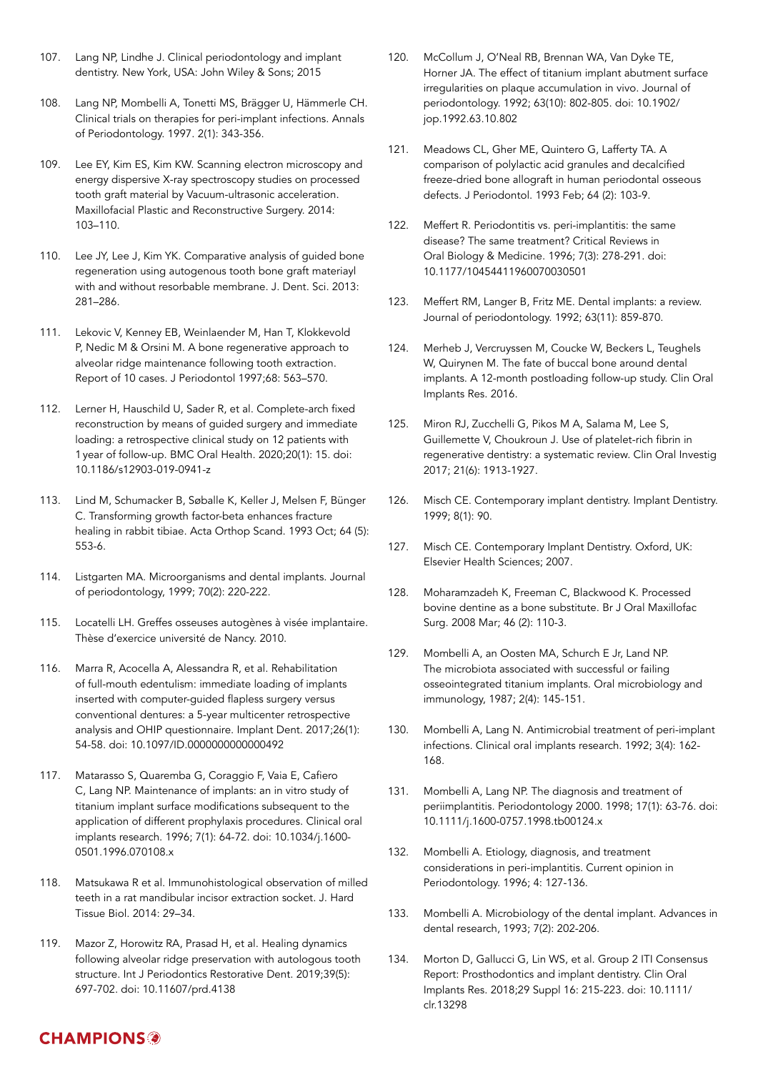107. Lang NP, Lindhe J. Clinical periodontology and implant dentistry. New York, USA: John Wiley & Sons; 2015

108. Lang NP, Mombelli A, Tonetti MS, Brägger U, Hämmerle CH. Clinical trials on therapies for peri-implant infections. Annals of Periodontology. 1997. 2(1): 343-356.

109. Lee EY, Kim ES, Kim KW. Scanning electron microscopy and energy dispersive X-ray spectroscopy studies on processed tooth graft material by Vacuum-ultrasonic acceleration. Maxillofacial Plastic and Reconstructive Surgery. 2014: 103–110.

110. Lee JY, Lee J, Kim YK. Comparative analysis of guided bone regeneration using autogenous tooth bone graft materiayl with and without resorbable membrane. J. Dent. Sci. 2013: 281–286.

111. Lekovic V, Kenney EB, Weinlaender M, Han T, Klokkevold P, Nedic M & Orsini M. A bone regenerative approach to alveolar ridge maintenance following tooth extraction. Report of 10 cases. J Periodontol 1997;68: 563–570.

112. Lerner H, Hauschild U, Sader R, et al. Complete-arch fixed reconstruction by means of guided surgery and immediate loading: a retrospective clinical study on 12 patients with 1 year of follow-up. BMC Oral Health. 2020;20(1): 15. doi: 10.1186/s12903-019-0941-z

113. Lind M, Schumacker B, Søballe K, Keller J, Melsen F, Bünger C. Transforming growth factor-beta enhances fracture healing in rabbit tibiae. Acta Orthop Scand. 1993 Oct; 64 (5): 553-6.

114. Listgarten MA. Microorganisms and dental implants. Journal of periodontology, 1999; 70(2): 220-222.

115. Locatelli LH. Greffes osseuses autogènes à visée implantaire. Thèse d'exercice université de Nancy. 2010.

116. Marra R, Acocella A, Alessandra R, et al. Rehabilitation of full-mouth edentulism: immediate loading of implants inserted with computer-guided flapless surgery versus conventional dentures: a 5-year multicenter retrospective analysis and OHIP questionnaire. Implant Dent. 2017;26(1): 54-58. doi: 10.1097/ID.0000000000000492

117. Matarasso S, Quaremba G, Coraggio F, Vaia E, Cafiero C, Lang NP. Maintenance of implants: an in vitro study of titanium implant surface modifications subsequent to the application of different prophylaxis procedures. Clinical oral implants research. 1996; 7(1): 64-72. doi: 10.1034/j.1600-0501.1996.070108.x

118. Matsukawa R et al. Immunohistological observation of milled teeth in a rat mandibular incisor extraction socket. J. Hard Tissue Biol. 2014: 29–34.

119. Mazor Z, Horowitz RA, Prasad H, et al. Healing dynamics following alveolar ridge preservation with autologous tooth structure. Int J Periodontics Restorative Dent. 2019;39(5): 697-702. doi: 10.11607/prd.4138

120. McCollum J, O'Neal RB, Brennan WA, Van Dyke TE, Horner JA. The effect of titanium implant abutment surface irregularities on plaque accumulation in vivo. Journal of periodontology. 1992; 63(10): 802-805. doi: 10.1902/jop.1992.63.10.802

121. Meadows CL, Gher ME, Quintero G, Lafferty TA. A comparison of polylactic acid granules and decalcified freeze-dried bone allograft in human periodontal osseous defects. J Periodontol. 1993 Feb; 64 (2): 103-9.

122. Meffert R. Periodontitis vs. peri-implantitis: the same disease? The same treatment? Critical Reviews in Oral Biology & Medicine. 1996; 7(3): 278-291. doi: 10.1177/10454411960070030501

123. Meffert RM, Langer B, Fritz ME. Dental implants: a review. Journal of periodontology. 1992; 63(11): 859-870.

124. Merheb J, Vercruyssen M, Coucke W, Beckers L, Teughels W, Quirynen M. The fate of buccal bone around dental implants. A 12-month postloading follow-up study. Clin Oral Implants Res. 2016.

125. Miron RJ, Zucchelli G, Pikos M A, Salama M, Lee S, Guillemette V, Choukroun J. Use of platelet-rich fibrin in regenerative dentistry: a systematic review. Clin Oral Investig 2017; 21(6): 1913-1927.

126. Misch CE. Contemporary implant dentistry. Implant Dentistry. 1999; 8(1): 90.

127. Misch CE. Contemporary Implant Dentistry. Oxford, UK: Elsevier Health Sciences; 2007.

128. Moharamzadeh K, Freeman C, Blackwood K. Processed bovine dentine as a bone substitute. Br J Oral Maxillofac Surg. 2008 Mar; 46 (2): 110-3.

129. Mombelli A, an Oosten MA, Schurch E Jr, Land NP. The microbiota associated with successful or failing osseointegrated titanium implants. Oral microbiology and immunology, 1987; 2(4): 145-151.

130. Mombelli A, Lang N. Antimicrobial treatment of peri-implant infections. Clinical oral implants research. 1992; 3(4): 162-168.

131. Mombelli A, Lang NP. The diagnosis and treatment of periimplantitis. Periodontology 2000. 1998; 17(1): 63-76. doi: 10.1111/j.1600-0757.1998.tb00124.x

132. Mombelli A. Etiology, diagnosis, and treatment considerations in peri-implantitis. Current opinion in Periodontology. 1996; 4: 127-136.

133. Mombelli A. Microbiology of the dental implant. Advances in dental research, 1993; 7(2): 202-206.

134. Morton D, Gallucci G, Lin WS, et al. Group 2 ITI Consensus Report: Prosthodontics and implant dentistry. Clin Oral Implants Res. 2018;29 Suppl 16: 215-223. doi: 10.1111/clr.13298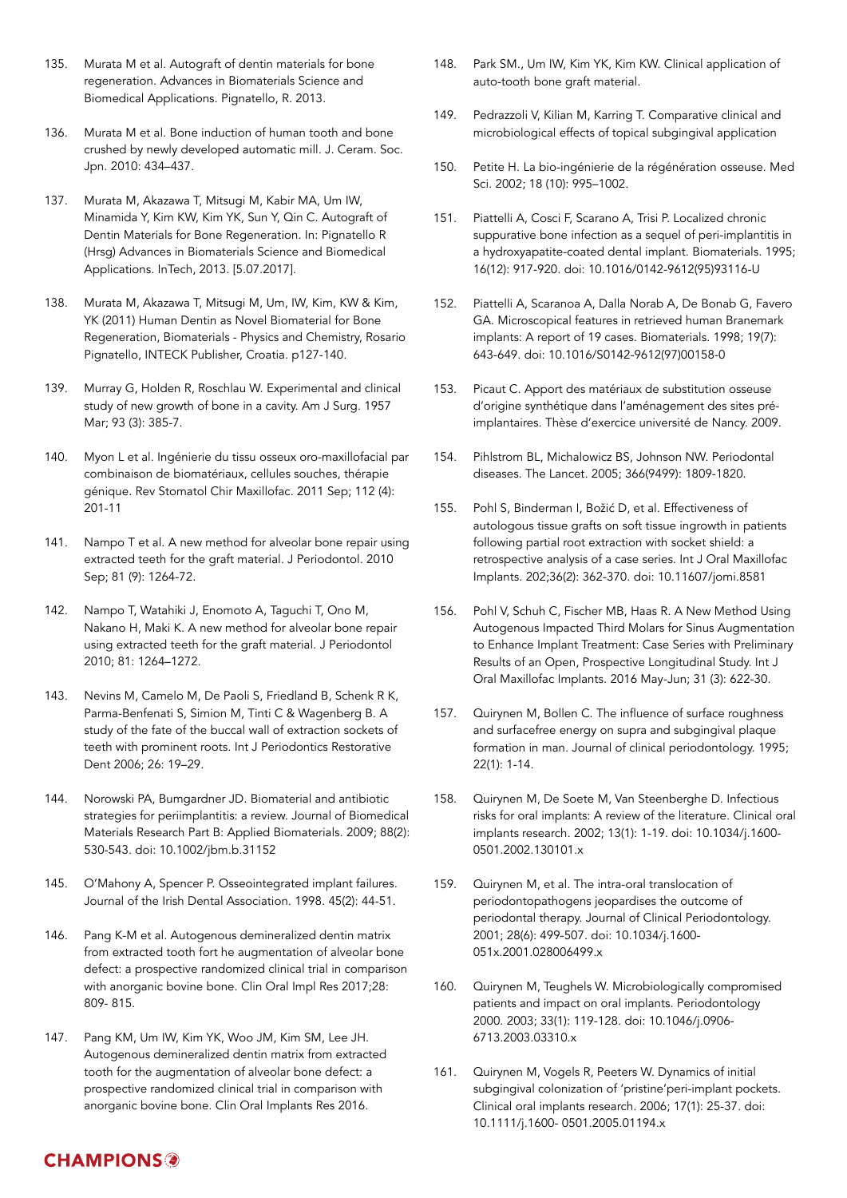135. Murata M et al. Autograft of dentin materials for bone regeneration. Advances in Biomaterials Science and Biomedical Applications. Pignatello, R. 2013.

136. Murata M et al. Bone induction of human tooth and bone crushed by newly developed automatic mill. J. Ceram. Soc. Jpn. 2010: 434–437.

137. Murata M, Akazawa T, Mitsugi M, Kabir MA, Um IW, Minamida Y, Kim KW, Kim YK, Sun Y, Qin C. Autograft of Dentin Materials for Bone Regeneration. In: Pignatello R (Hrsg) Advances in Biomaterials Science and Biomedical Applications. InTech, 2013. [5.07.2017].

138. Murata M, Akazawa T, Mitsugi M, Um, IW, Kim, KW & Kim, YK (2011) Human Dentin as Novel Biomaterial for Bone Regeneration, Biomaterials - Physics and Chemistry, Rosario Pignatello, INTECK Publisher, Croatia. p127-140.

139. Murray G, Holden R, Roschlau W. Experimental and clinical study of new growth of bone in a cavity. Am J Surg. 1957 Mar; 93 (3): 385-7.

140. Myon L et al. Ingénierie du tissu osseux oro-maxillofacial par combinaison de biomatériaux, cellules souches, thérapie génique. Rev Stomatol Chir Maxillofac. 2011 Sep; 112 (4): 201-11

141. Nampo T et al. A new method for alveolar bone repair using extracted teeth for the graft material. J Periodontol. 2010 Sep; 81 (9): 1264-72.

142. Nampo T, Watahiki J, Enomoto A, Taguchi T, Ono M, Nakano H, Maki K. A new method for alveolar bone repair using extracted teeth for the graft material. J Periodontol 2010; 81: 1264–1272.

143. Nevins M, Camelo M, De Paoli S, Friedland B, Schenk R K, Parma-Benfenati S, Simion M, Tinti C & Wagenberg B. A study of the fate of the buccal wall of extraction sockets of teeth with prominent roots. Int J Periodontics Restorative Dent 2006; 26: 19–29.

144. Norowski PA, Bumgardner JD. Biomaterial and antibiotic strategies for periimplantitis: a review. Journal of Biomedical Materials Research Part B: Applied Biomaterials. 2009; 88(2): 530-543. doi: 10.1002/jbm.b.31152

145. O'Mahony A, Spencer P. Osseointegrated implant failures. Journal of the Irish Dental Association. 1998. 45(2): 44-51.

146. Pang K-M et al. Autogenous demineralized dentin matrix from extracted tooth fort he augmentation of alveolar bone defect: a prospective randomized clinical trial in comparison with anorganic bovine bone. Clin Oral Impl Res 2017;28: 809- 815.

147. Pang KM, Um IW, Kim YK, Woo JM, Kim SM, Lee JH. Autogenous demineralized dentin matrix from extracted tooth for the augmentation of alveolar bone defect: a prospective randomized clinical trial in comparison with anorganic bovine bone. Clin Oral Implants Res 2016.

148. Park SM., Um IW, Kim YK, Kim KW. Clinical application of auto-tooth bone graft material.

149. Pedrazzoli V, Kilian M, Karring T. Comparative clinical and microbiological effects of topical subgingival application

150. Petite H. La bio-ingénierie de la régénération osseuse. Med Sci. 2002; 18 (10): 995–1002.

151. Piattelli A, Cosci F, Scarano A, Trisi P. Localized chronic suppurative bone infection as a sequel of peri-implantitis in a hydroxyapatite-coated dental implant. Biomaterials. 1995; 16(12): 917-920. doi: 10.1016/0142-9612(95)93116-U

152. Piattelli A, Scaranoa A, Dalla Norab A, De Bonab G, Favero GA. Microscopical features in retrieved human Branemark implants: A report of 19 cases. Biomaterials. 1998; 19(7): 643-649. doi: 10.1016/S0142-9612(97)00158-0

153. Picaut C. Apport des matériaux de substitution osseuse d'origine synthétique dans l'aménagement des sites pré-implantaires. Thèse d'exercice université de Nancy. 2009.

154. Pihlstrom BL, Michalowicz BS, Johnson NW. Periodontal diseases. The Lancet. 2005; 366(9499): 1809-1820.

155. Pohl S, Binderman I, Božić D, et al. Effectiveness of autologous tissue grafts on soft tissue ingrowth in patients following partial root extraction with socket shield: a retrospective analysis of a case series. Int J Oral Maxillofac Implants. 202;36(2): 362-370. doi: 10.11607/jomi.8581

156. Pohl V, Schuh C, Fischer MB, Haas R. A New Method Using Autogenous Impacted Third Molars for Sinus Augmentation to Enhance Implant Treatment: Case Series with Preliminary Results of an Open, Prospective Longitudinal Study. Int J Oral Maxillofac Implants. 2016 May-Jun; 31 (3): 622-30.

157. Quirynen M, Bollen C. The influence of surface roughness and surfacefree energy on supra and subgingival plaque formation in man. Journal of clinical periodontology. 1995; 22(1): 1-14.

158. Quirynen M, De Soete M, Van Steenberghe D. Infectious risks for oral implants: A review of the literature. Clinical oral implants research. 2002; 13(1): 1-19. doi: 10.1034/j.1600-0501.2002.130101.x

159. Quirynen M, et al. The intra-oral translocation of periodontopathogens jeopardises the outcome of periodontal therapy. Journal of Clinical Periodontology. 2001; 28(6): 499-507. doi: 10.1034/j.1600-051x.2001.028006499.x

160. Quirynen M, Teughels W. Microbiologically compromised patients and impact on oral implants. Periodontology 2000. 2003; 33(1): 119-128. doi: 10.1046/j.0906-6713.2003.03310.x

161. Quirynen M, Vogels R, Peeters W. Dynamics of initial subgingival colonization of 'pristine'peri-implant pockets. Clinical oral implants research. 2006; 17(1): 25-37. doi: 10.1111/j.1600- 0501.2005.01194.x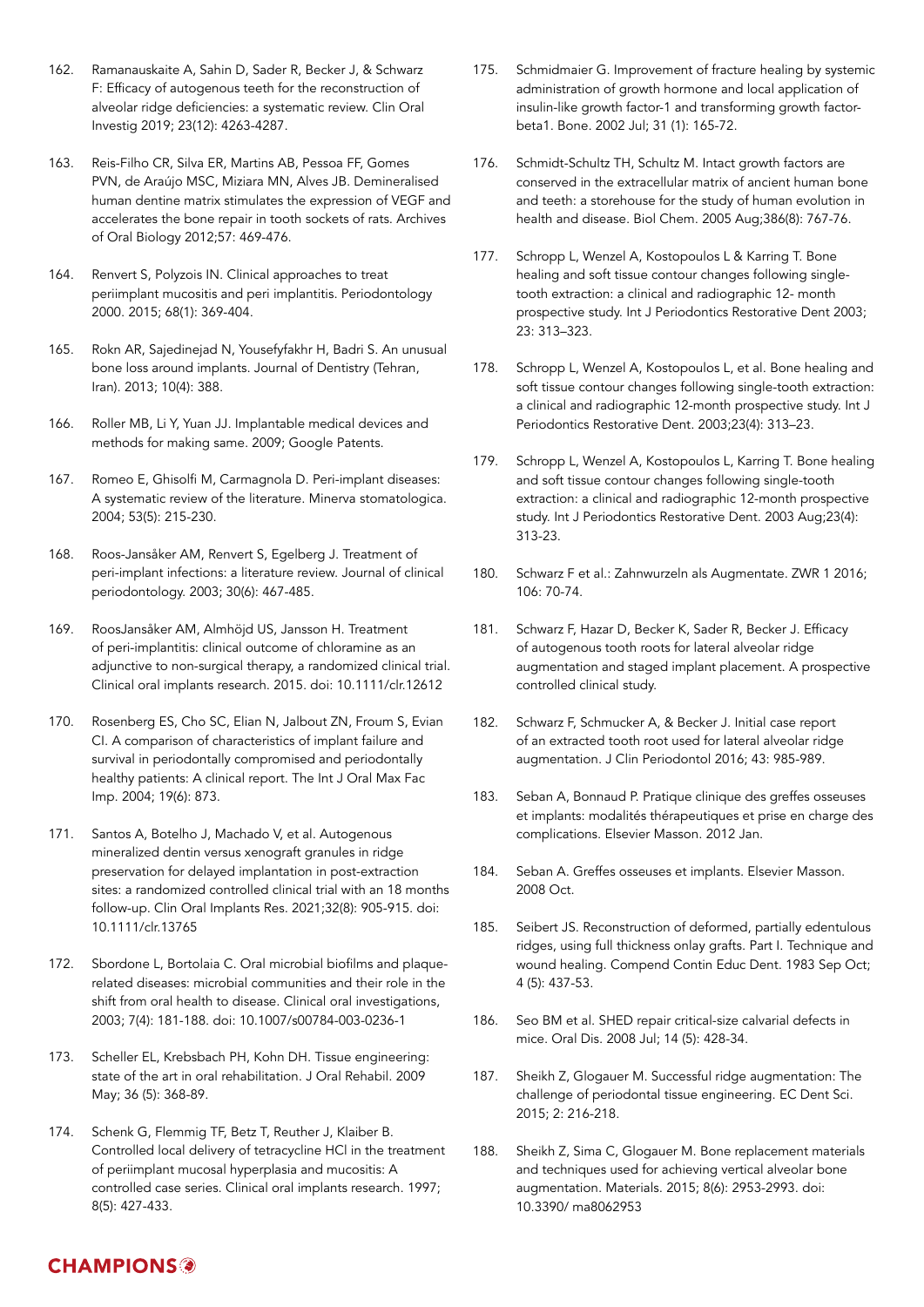162. Ramanauskaite A, Sahin D, Sader R, Becker J, & Schwarz F: Efficacy of autogenous teeth for the reconstruction of alveolar ridge deficiencies: a systematic review. Clin Oral Investig 2019; 23(12): 4263-4287.

163. Reis-Filho CR, Silva ER, Martins AB, Pessoa FF, Gomes PVN, de Araújo MSC, Miziara MN, Alves JB. Demineralised human dentine matrix stimulates the expression of VEGF and accelerates the bone repair in tooth sockets of rats. Archives of Oral Biology 2012;57: 469-476.

164. Renvert S, Polyzois IN. Clinical approaches to treat periimplant mucositis and peri implantitis. Periodontology 2000. 2015; 68(1): 369-404.

165. Rokn AR, Sajedinejad N, Yousefyfakhr H, Badri S. An unusual bone loss around implants. Journal of Dentistry (Tehran, Iran). 2013; 10(4): 388.

166. Roller MB, Li Y, Yuan JJ. Implantable medical devices and methods for making same. 2009; Google Patents.

167. Romeo E, Ghisolfi M, Carmagnola D. Peri-implant diseases: A systematic review of the literature. Minerva stomatologica. 2004; 53(5): 215-230.

168. Roos-Jansåker AM, Renvert S, Egelberg J. Treatment of peri-implant infections: a literature review. Journal of clinical periodontology. 2003; 30(6): 467-485.

169. RoosJansåker AM, Almhöjd US, Jansson H. Treatment of peri-implantitis: clinical outcome of chloramine as an adjunctive to non-surgical therapy, a randomized clinical trial. Clinical oral implants research. 2015. doi: 10.1111/clr.12612

170. Rosenberg ES, Cho SC, Elian N, Jalbout ZN, Froum S, Evian CI. A comparison of characteristics of implant failure and survival in periodontally compromised and periodontally healthy patients: A clinical report. The Int J Oral Max Fac Imp. 2004; 19(6): 873.

171. Santos A, Botelho J, Machado V, et al. Autogenous mineralized dentin versus xenograft granules in ridge preservation for delayed implantation in post-extraction sites: a randomized controlled clinical trial with an 18 months follow-up. Clin Oral Implants Res. 2021;32(8): 905-915. doi: 10.1111/clr.13765

172. Sbordone L, Bortolaia C. Oral microbial biofilms and plaque-related diseases: microbial communities and their role in the shift from oral health to disease. Clinical oral investigations, 2003; 7(4): 181-188. doi: 10.1007/s00784-003-0236-1

173. Scheller EL, Krebsbach PH, Kohn DH. Tissue engineering: state of the art in oral rehabilitation. J Oral Rehabil. 2009 May; 36 (5): 368-89.

174. Schenk G, Flemmig TF, Betz T, Reuther J, Klaiber B. Controlled local delivery of tetracycline HCl in the treatment of periimplant mucosal hyperplasia and mucositis: A controlled case series. Clinical oral implants research. 1997; 8(5): 427-433.

175. Schmidmaier G. Improvement of fracture healing by systemic administration of growth hormone and local application of insulin-like growth factor-1 and transforming growth factor-beta1. Bone. 2002 Jul; 31 (1): 165-72.

176. Schmidt-Schultz TH, Schultz M. Intact growth factors are conserved in the extracellular matrix of ancient human bone and teeth: a storehouse for the study of human evolution in health and disease. Biol Chem. 2005 Aug;386(8): 767-76.

177. Schropp L, Wenzel A, Kostopoulos L & Karring T. Bone healing and soft tissue contour changes following single-tooth extraction: a clinical and radiographic 12- month prospective study. Int J Periodontics Restorative Dent 2003; 23: 313–323.

178. Schropp L, Wenzel A, Kostopoulos L, et al. Bone healing and soft tissue contour changes following single-tooth extraction: a clinical and radiographic 12-month prospective study. Int J Periodontics Restorative Dent. 2003;23(4): 313–23.

179. Schropp L, Wenzel A, Kostopoulos L, Karring T. Bone healing and soft tissue contour changes following single-tooth extraction: a clinical and radiographic 12-month prospective study. Int J Periodontics Restorative Dent. 2003 Aug;23(4): 313-23.

180. Schwarz F et al.: Zahnwurzeln als Augmentate. ZWR 1 2016; 106: 70-74.

181. Schwarz F, Hazar D, Becker K, Sader R, Becker J. Efficacy of autogenous tooth roots for lateral alveolar ridge augmentation and staged implant placement. A prospective controlled clinical study.

182. Schwarz F, Schmucker A, & Becker J. Initial case report of an extracted tooth root used for lateral alveolar ridge augmentation. J Clin Periodontol 2016; 43: 985-989.

183. Seban A, Bonnaud P. Pratique clinique des greffes osseuses et implants: modalités thérapeutiques et prise en charge des complications. Elsevier Masson. 2012 Jan.

184. Seban A. Greffes osseuses et implants. Elsevier Masson. 2008 Oct.

185. Seibert JS. Reconstruction of deformed, partially edentulous ridges, using full thickness onlay grafts. Part I. Technique and wound healing. Compend Contin Educ Dent. 1983 Sep Oct; 4 (5): 437-53.

186. Seo BM et al. SHED repair critical-size calvarial defects in mice. Oral Dis. 2008 Jul; 14 (5): 428-34.

187. Sheikh Z, Glogauer M. Successful ridge augmentation: The challenge of periodontal tissue engineering. EC Dent Sci. 2015; 2: 216-218.

188. Sheikh Z, Sima C, Glogauer M. Bone replacement materials and techniques used for achieving vertical alveolar bone augmentation. Materials. 2015; 8(6): 2953-2993. doi: 10.3390/ ma8062953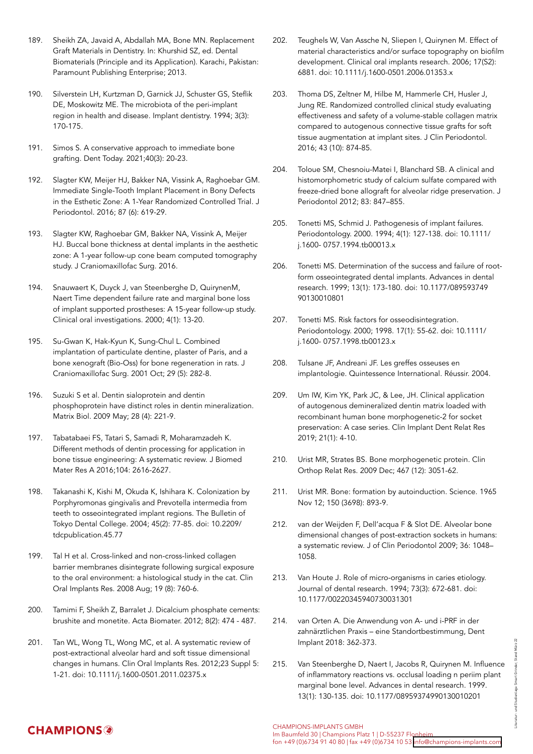189. Sheikh ZA, Javaid A, Abdallah MA, Bone MN. Replacement Graft Materials in Dentistry. In: Khurshid SZ, ed. Dental Biomaterials (Principle and its Application). Karachi, Pakistan: Paramount Publishing Enterprise; 2013.

190. Silverstein LH, Kurtzman D, Garnick JJ, Schuster GS, Steflik DE, Moskowitz ME. The microbiota of the peri-implant region in health and disease. Implant dentistry. 1994; 3(3): 170-175.

191. Simos S. A conservative approach to immediate bone grafting. Dent Today. 2021;40(3): 20-23.

192. Slagter KW, Meijer HJ, Bakker NA, Vissink A, Raghoebar GM. Immediate Single-Tooth Implant Placement in Bony Defects in the Esthetic Zone: A 1-Year Randomized Controlled Trial. J Periodontol. 2016; 87 (6): 619-29.

193. Slagter KW, Raghoebar GM, Bakker NA, Vissink A, Meijer HJ. Buccal bone thickness at dental implants in the aesthetic zone: A 1-year follow-up cone beam computed tomography study. J Craniomaxillofac Surg. 2016.

194. Snauwaert K, Duyck J, van Steenberghe D, QuirynenM, Naert Time dependent failure rate and marginal bone loss of implant supported prostheses: A 15-year follow-up study. Clinical oral investigations. 2000; 4(1): 13-20.

195. Su-Gwan K, Hak-Kyun K, Sung-Chul L. Combined implantation of particulate dentine, plaster of Paris, and a bone xenograft (Bio-Oss) for bone regeneration in rats. J Craniomaxillofac Surg. 2001 Oct; 29 (5): 282-8.

196. Suzuki S et al. Dentin sialoprotein and dentin phosphoprotein have distinct roles in dentin mineralization. Matrix Biol. 2009 May; 28 (4): 221-9.

197. Tabatabaei FS, Tatari S, Samadi R, Moharamzadeh K. Different methods of dentin processing for application in bone tissue engineering: A systematic review. J Biomed Mater Res A 2016;104: 2616-2627.

198. Takanashi K, Kishi M, Okuda K, Ishihara K. Colonization by Porphyromonas gingivalis and Prevotella intermedia from teeth to osseointegrated implant regions. The Bulletin of Tokyo Dental College. 2004; 45(2): 77-85. doi: 10.2209/tdcpublication.45.77

199. Tal H et al. Cross-linked and non-cross-linked collagen barrier membranes disintegrate following surgical exposure to the oral environment: a histological study in the cat. Clin Oral Implants Res. 2008 Aug; 19 (8): 760-6.

200. Tamimi F, Sheikh Z, Barralet J. Dicalcium phosphate cements: brushite and monetite. Acta Biomater. 2012; 8(2): 474 - 487.

201. Tan WL, Wong TL, Wong MC, et al. A systematic review of post-extractional alveolar hard and soft tissue dimensional changes in humans. Clin Oral Implants Res. 2012;23 Suppl 5: 1-21. doi: 10.1111/j.1600-0501.2011.02375.x

202. Teughels W, Van Assche N, Sliepen I, Quirynen M. Effect of material characteristics and/or surface topography on biofilm development. Clinical oral implants research. 2006; 17(S2): 6881. doi: 10.1111/j.1600-0501.2006.01353.x

203. Thoma DS, Zeltner M, Hilbe M, Hammerle CH, Husler J, Jung RE. Randomized controlled clinical study evaluating effectiveness and safety of a volume-stable collagen matrix compared to autogenous connective tissue grafts for soft tissue augmentation at implant sites. J Clin Periodontol. 2016; 43 (10): 874-85.

204. Toloue SM, Chesnoiu-Matei I, Blanchard SB. A clinical and histomorphometric study of calcium sulfate compared with freeze-dried bone allograft for alveolar ridge preservation. J Periodontol 2012; 83: 847–855.

205. Tonetti MS, Schmid J. Pathogenesis of implant failures. Periodontology. 2000. 1994; 4(1): 127-138. doi: 10.1111/j.1600- 0757.1994.tb00013.x

206. Tonetti MS. Determination of the success and failure of root-form osseointegrated dental implants. Advances in dental research. 1999; 13(1): 173-180. doi: 10.1177/089593749 90130010801

207. Tonetti MS. Risk factors for osseodisintegration. Periodontology. 2000; 1998. 17(1): 55-62. doi: 10.1111/j.1600- 0757.1998.tb00123.x

208. Tulsane JF, Andreani JF. Les greffes osseuses en implantologie. Quintessence International. Réussir. 2004.

209. Um IW, Kim YK, Park JC, & Lee, JH. Clinical application of autogenous demineralized dentin matrix loaded with recombinant human bone morphogenetic-2 for socket preservation: A case series. Clin Implant Dent Relat Res 2019; 21(1): 4-10.

210. Urist MR, Strates BS. Bone morphogenetic protein. Clin Orthop Relat Res. 2009 Dec; 467 (12): 3051-62.

211. Urist MR. Bone: formation by autoinduction. Science. 1965 Nov 12; 150 (3698): 893-9.

212. van der Weijden F, Dell'acqua F & Slot DE. Alveolar bone dimensional changes of post-extraction sockets in humans: a systematic review. J of Clin Periodontol 2009; 36: 1048–1058.

213. Van Houte J. Role of micro-organisms in caries etiology. Journal of dental research. 1994; 73(3): 672-681. doi: 10.1177/00220345940730031301

214. van Orten A. Die Anwendung von A- und i-PRF in der zahnärztlichen Praxis – eine Standortbestimmung, Dent Implant 2018: 362-373.

215. Van Steenberghe D, Naert I, Jacobs R, Quirynen M. Influence of inflammatory reactions vs. occlusal loading n periim plant marginal bone level. Advances in dental research. 1999. 13(1): 130-135. doi: 10.1177/08959374990130010201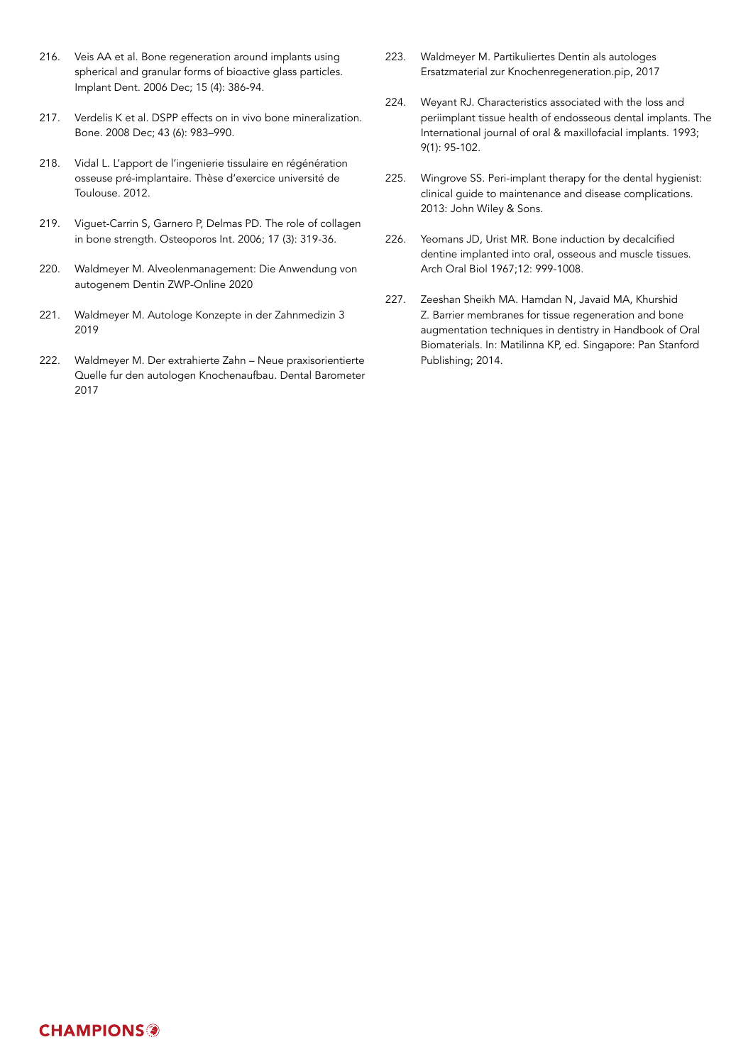216. Veis AA et al. Bone regeneration around implants using spherical and granular forms of bioactive glass particles. Implant Dent. 2006 Dec; 15 (4): 386-94.

217. Verdelis K et al. DSPP effects on in vivo bone mineralization. Bone. 2008 Dec; 43 (6): 983–990.

218. Vidal L. L'apport de l'ingenierie tissulaire en régénération osseuse pré-implantaire. Thèse d'exercice université de Toulouse. 2012.

219. Viguet-Carrin S, Garnero P, Delmas PD. The role of collagen in bone strength. Osteoporos Int. 2006; 17 (3): 319-36.

220. Waldmeyer M. Alveolenmanagement: Die Anwendung von autogenem Dentin ZWP-Online 2020

221. Waldmeyer M. Autologe Konzepte in der Zahnmedizin 3 2019

222. Waldmeyer M. Der extrahierte Zahn – Neue praxisorientierte Quelle fur den autologen Knochenaufbau. Dental Barometer 2017

223. Waldmeyer M. Partikuliertes Dentin als autologes Ersatzmaterial zur Knochenregeneration.pip, 2017

224. Weyant RJ. Characteristics associated with the loss and periimplant tissue health of endosseous dental implants. The International journal of oral & maxillofacial implants. 1993; 9(1): 95-102.

225. Wingrove SS. Peri-implant therapy for the dental hygienist: clinical guide to maintenance and disease complications. 2013: John Wiley & Sons.

226. Yeomans JD, Urist MR. Bone induction by decalcified dentine implanted into oral, osseous and muscle tissues. Arch Oral Biol 1967;12: 999-1008.

227. Zeeshan Sheikh MA. Hamdan N, Javaid MA, Khurshid Z. Barrier membranes for tissue regeneration and bone augmentation techniques in dentistry in Handbook of Oral Biomaterials. In: Matilinna KP, ed. Singapore: Pan Stanford Publishing; 2014.